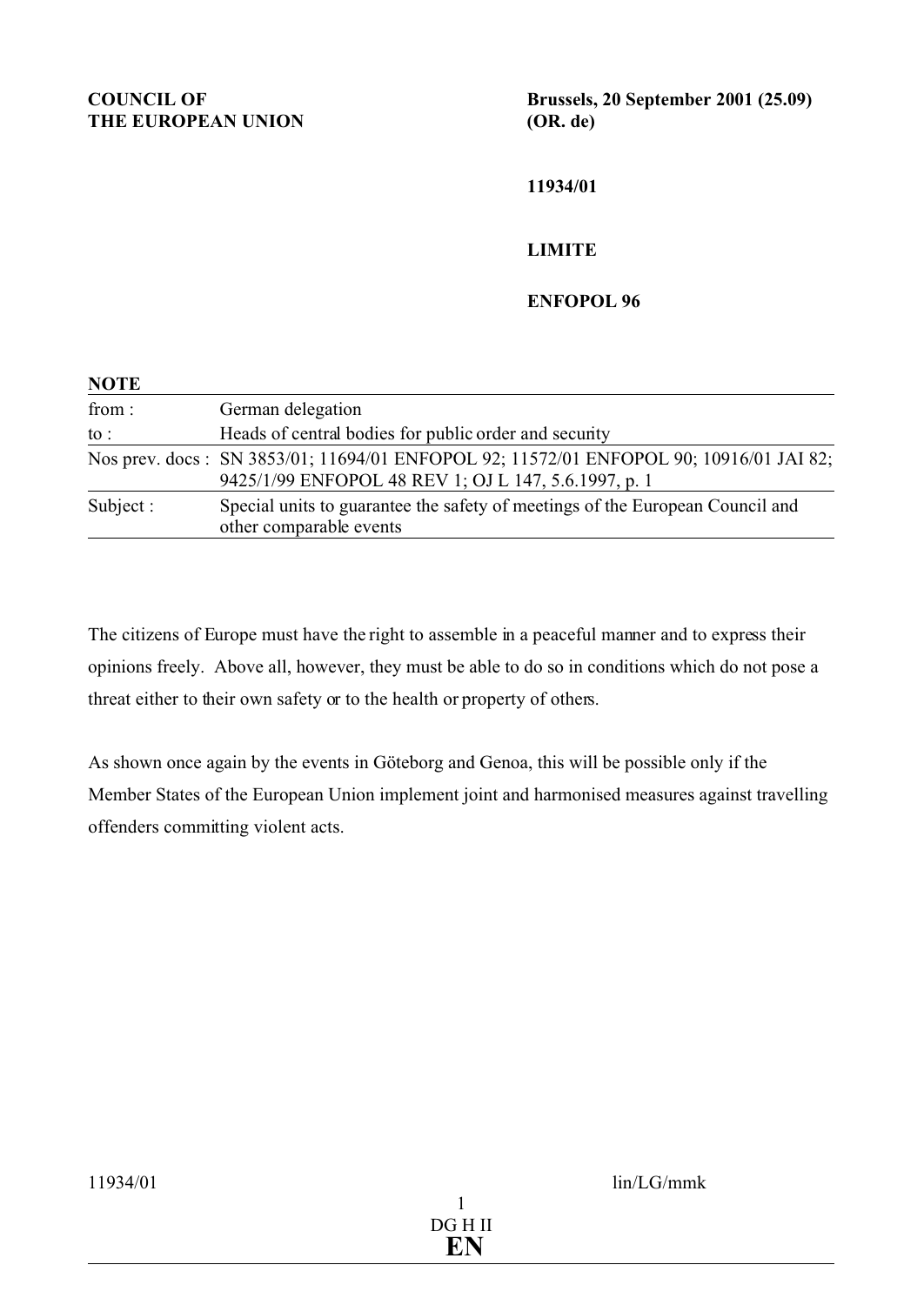**COUNCIL OF THE EUROPEAN UNION**

**Brussels, 20 September 2001 (25.09)**
**(OR. de)**

**11934/01**

**LIMITE**

**ENFOPOL 96**

**NOTE**

| | |
|---|---|
| from : | German delegation |
| to : | Heads of central bodies for public order and security |
| Nos prev. docs : | SN 3853/01; 11694/01 ENFOPOL 92; 11572/01 ENFOPOL 90; 10916/01 JAI 82; 9425/1/99 ENFOPOL 48 REV 1; OJ L 147, 5.6.1997, p. 1 |
| Subject : | Special units to guarantee the safety of meetings of the European Council and other comparable events |

The citizens of Europe must have the right to assemble in a peaceful manner and to express their opinions freely. Above all, however, they must be able to do so in conditions which do not pose a threat either to their own safety or to the health or property of others.

As shown once again by the events in Göteborg and Genoa, this will be possible only if the Member States of the European Union implement joint and harmonised measures against travelling offenders committing violent acts.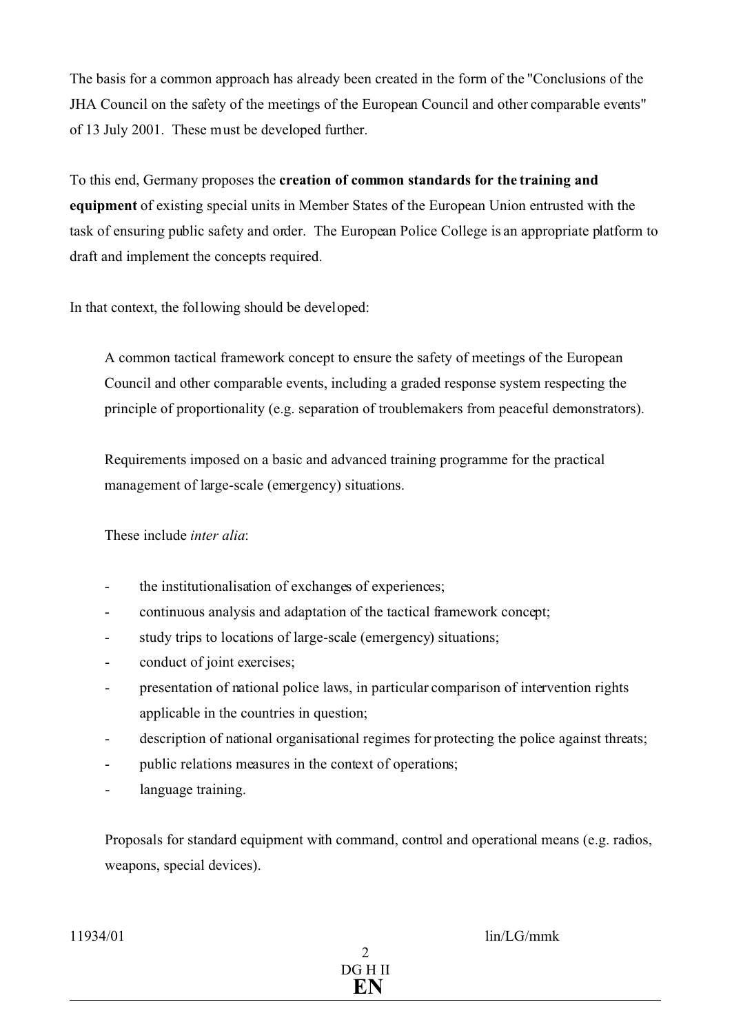The basis for a common approach has already been created in the form of the "Conclusions of the JHA Council on the safety of the meetings of the European Council and other comparable events" of 13 July 2001. These must be developed further.

To this end, Germany proposes the **creation of common standards for the training and equipment** of existing special units in Member States of the European Union entrusted with the task of ensuring public safety and order. The European Police College is an appropriate platform to draft and implement the concepts required.

In that context, the following should be developed:

A common tactical framework concept to ensure the safety of meetings of the European Council and other comparable events, including a graded response system respecting the principle of proportionality (e.g. separation of troublemakers from peaceful demonstrators).

Requirements imposed on a basic and advanced training programme for the practical management of large-scale (emergency) situations.

These include *inter alia*:

- the institutionalisation of exchanges of experiences;
- continuous analysis and adaptation of the tactical framework concept;
- study trips to locations of large-scale (emergency) situations;
- conduct of joint exercises;
- presentation of national police laws, in particular comparison of intervention rights applicable in the countries in question;
- description of national organisational regimes for protecting the police against threats;
- public relations measures in the context of operations;
- language training.

Proposals for standard equipment with command, control and operational means (e.g. radios, weapons, special devices).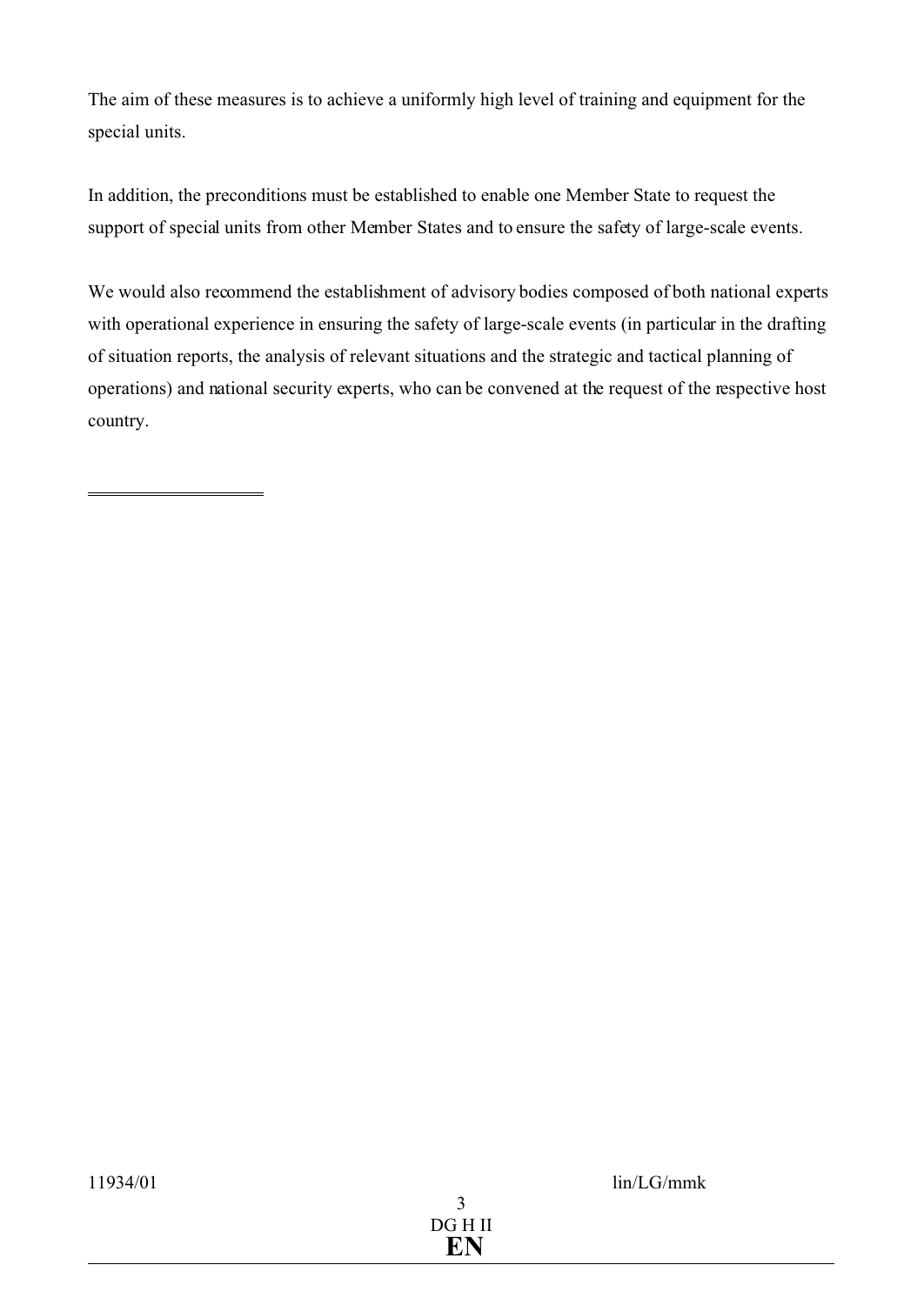The aim of these measures is to achieve a uniformly high level of training and equipment for the special units.

In addition, the preconditions must be established to enable one Member State to request the support of special units from other Member States and to ensure the safety of large-scale events.

We would also recommend the establishment of advisory bodies composed of both national experts with operational experience in ensuring the safety of large-scale events (in particular in the drafting of situation reports, the analysis of relevant situations and the strategic and tactical planning of operations) and national security experts, who can be convened at the request of the respective host country.